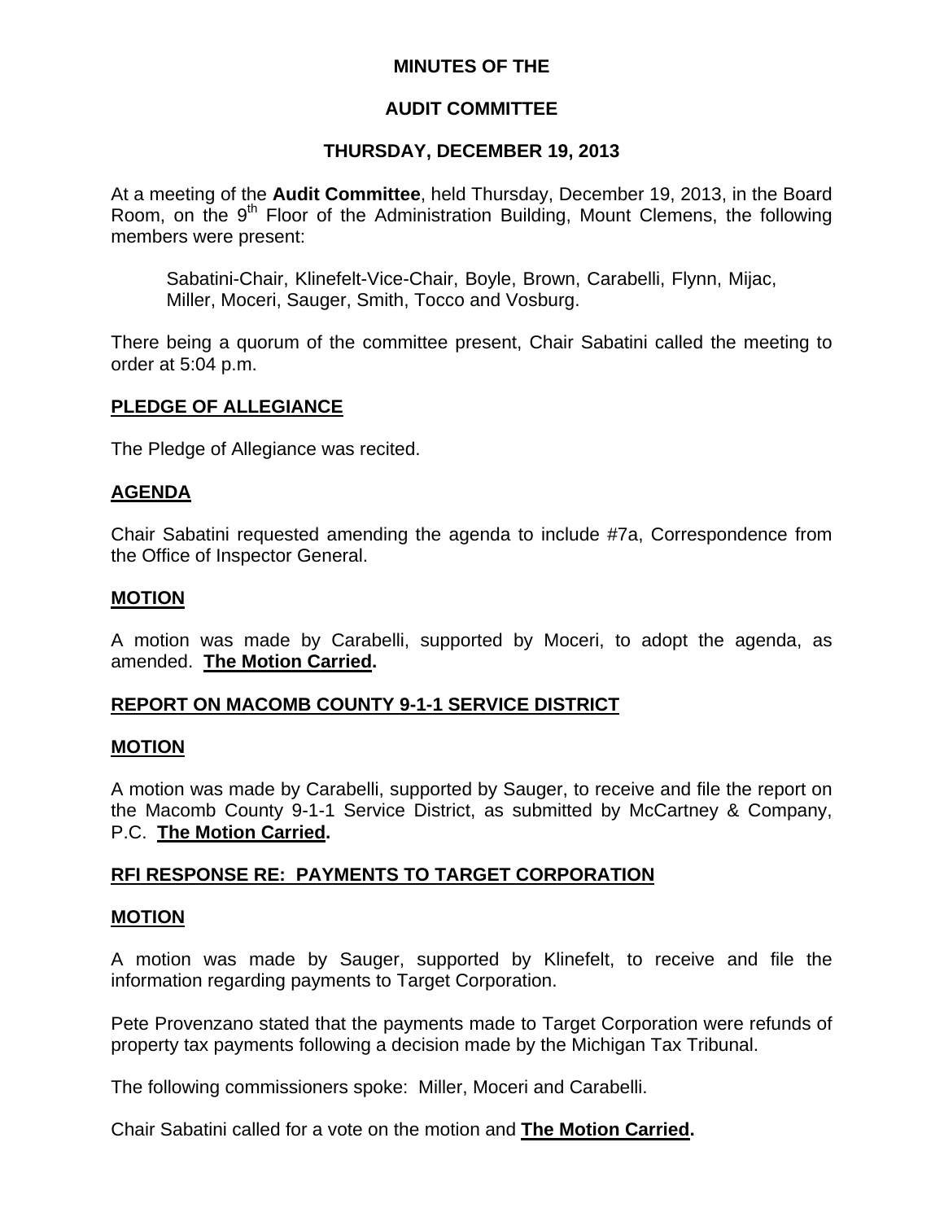**MINUTES OF THE**

**AUDIT COMMITTEE**

**THURSDAY, DECEMBER 19, 2013**

At a meeting of the **Audit Committee**, held Thursday, December 19, 2013, in the Board Room, on the 9th Floor of the Administration Building, Mount Clemens, the following members were present:

> Sabatini-Chair, Klinefelt-Vice-Chair, Boyle, Brown, Carabelli, Flynn, Mijac, Miller, Moceri, Sauger, Smith, Tocco and Vosburg.

There being a quorum of the committee present, Chair Sabatini called the meeting to order at 5:04 p.m.

**PLEDGE OF ALLEGIANCE**

The Pledge of Allegiance was recited.

**AGENDA**

Chair Sabatini requested amending the agenda to include #7a, Correspondence from the Office of Inspector General.

**MOTION**

A motion was made by Carabelli, supported by Moceri, to adopt the agenda, as amended. **The Motion Carried.**

**REPORT ON MACOMB COUNTY 9-1-1 SERVICE DISTRICT**

**MOTION**

A motion was made by Carabelli, supported by Sauger, to receive and file the report on the Macomb County 9-1-1 Service District, as submitted by McCartney & Company, P.C. **The Motion Carried.**

**RFI RESPONSE RE: PAYMENTS TO TARGET CORPORATION**

**MOTION**

A motion was made by Sauger, supported by Klinefelt, to receive and file the information regarding payments to Target Corporation.

Pete Provenzano stated that the payments made to Target Corporation were refunds of property tax payments following a decision made by the Michigan Tax Tribunal.

The following commissioners spoke: Miller, Moceri and Carabelli.

Chair Sabatini called for a vote on the motion and **The Motion Carried.**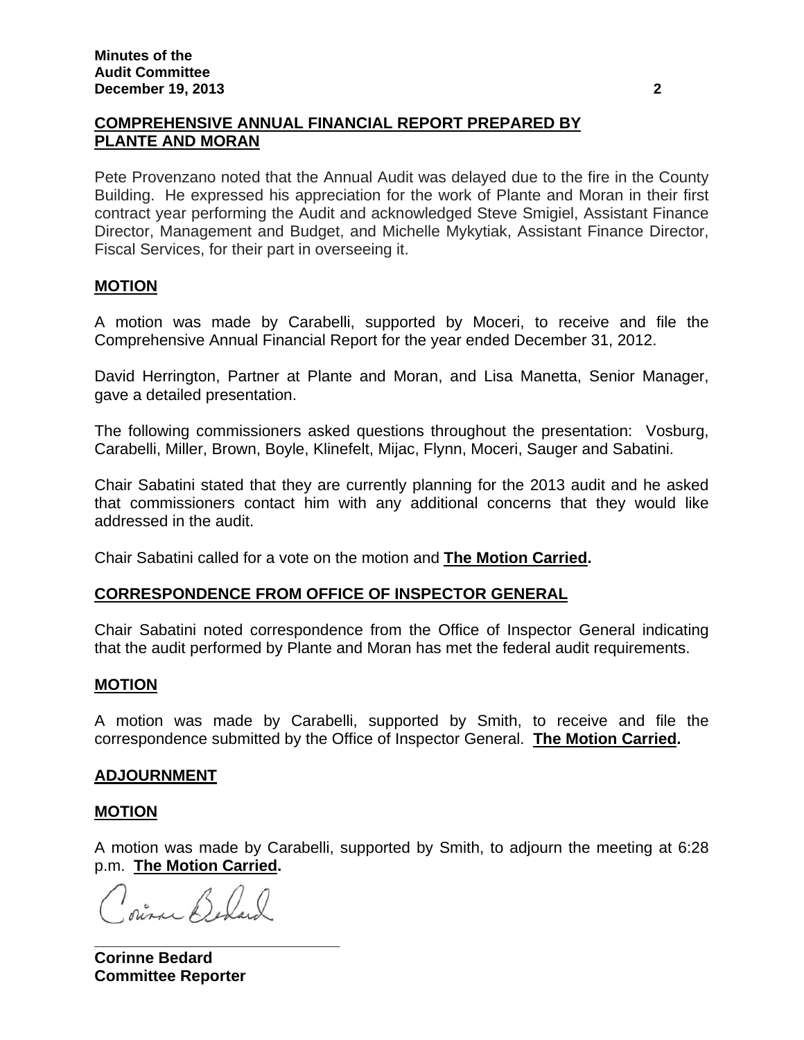## COMPREHENSIVE ANNUAL FINANCIAL REPORT PREPARED BY PLANTE AND MORAN

Pete Provenzano noted that the Annual Audit was delayed due to the fire in the County Building. He expressed his appreciation for the work of Plante and Moran in their first contract year performing the Audit and acknowledged Steve Smigiel, Assistant Finance Director, Management and Budget, and Michelle Mykytiak, Assistant Finance Director, Fiscal Services, for their part in overseeing it.

### MOTION

A motion was made by Carabelli, supported by Moceri, to receive and file the Comprehensive Annual Financial Report for the year ended December 31, 2012.

David Herrington, Partner at Plante and Moran, and Lisa Manetta, Senior Manager, gave a detailed presentation.

The following commissioners asked questions throughout the presentation: Vosburg, Carabelli, Miller, Brown, Boyle, Klinefelt, Mijac, Flynn, Moceri, Sauger and Sabatini.

Chair Sabatini stated that they are currently planning for the 2013 audit and he asked that commissioners contact him with any additional concerns that they would like addressed in the audit.

Chair Sabatini called for a vote on the motion and **The Motion Carried.**

## CORRESPONDENCE FROM OFFICE OF INSPECTOR GENERAL

Chair Sabatini noted correspondence from the Office of Inspector General indicating that the audit performed by Plante and Moran has met the federal audit requirements.

### MOTION

A motion was made by Carabelli, supported by Smith, to receive and file the correspondence submitted by the Office of Inspector General. **The Motion Carried.**

## ADJOURNMENT

### MOTION

A motion was made by Carabelli, supported by Smith, to adjourn the meeting at 6:28 p.m. **The Motion Carried.**

**Corinne Bedard**
**Committee Reporter**